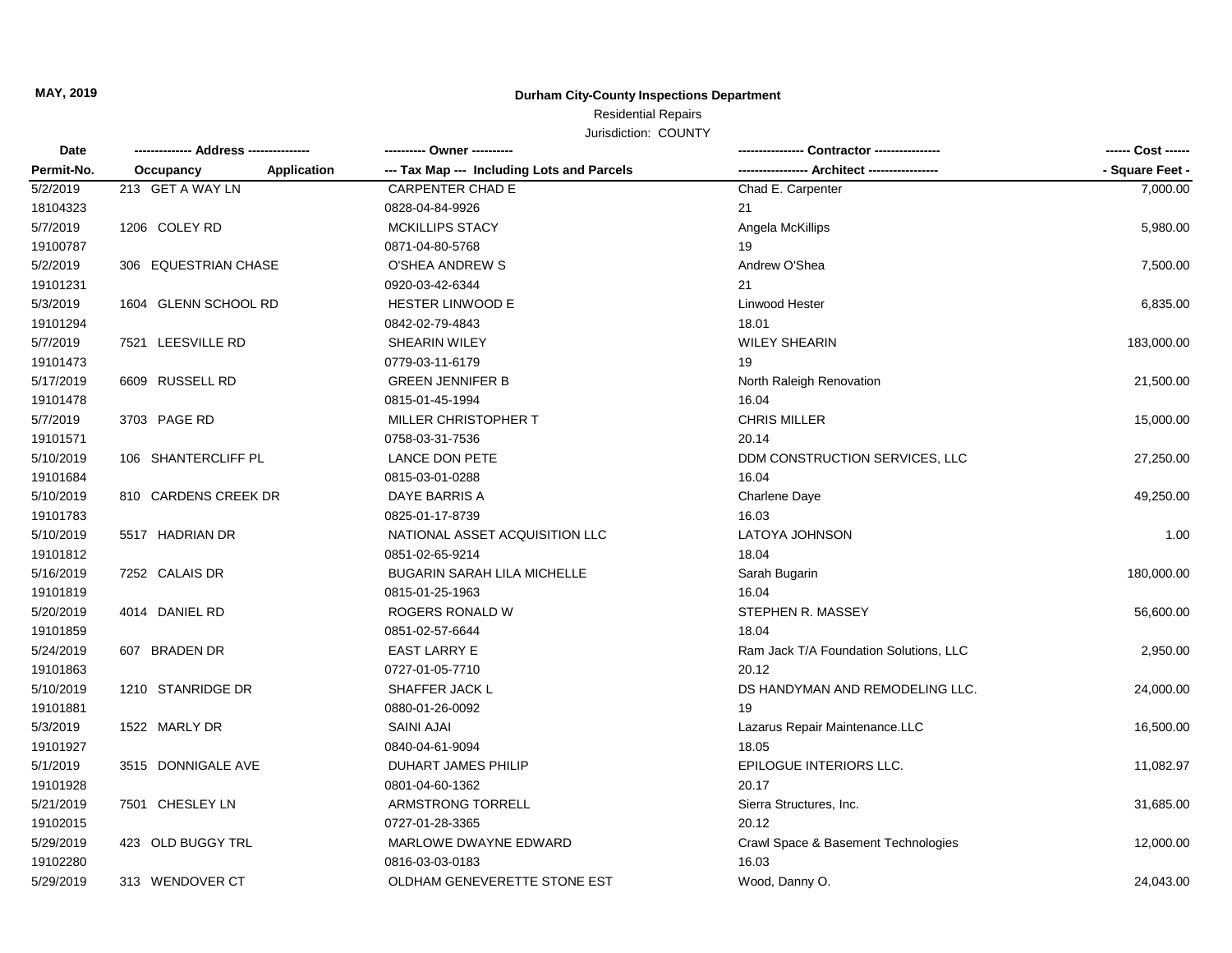**MAY, 2019**

**Durham City-County Inspections Department**

Residential Repairs

Jurisdiction: COUNTY

| Date | ------------- Address -------------- | | ---------- Owner ---------- | --------------- Contractor --------------- | ------ Cost ------ |
|---|---|---|---|---|---|
| Permit-No. | Occupancy | Application | --- Tax Map --- Including Lots and Parcels | ---------------- Architect ---------------- | - Square Feet - |
| 5/2/2019 | 213 GET A WAY LN | | CARPENTER CHAD E | Chad E. Carpenter | 7,000.00 |
| 18104323 | | | 0828-04-84-9926 | 21 | |
| 5/7/2019 | 1206 COLEY RD | | MCKILLIPS STACY | Angela McKillips | 5,980.00 |
| 19100787 | | | 0871-04-80-5768 | 19 | |
| 5/2/2019 | 306 EQUESTRIAN CHASE | | O'SHEA ANDREW S | Andrew O'Shea | 7,500.00 |
| 19101231 | | | 0920-03-42-6344 | 21 | |
| 5/3/2019 | 1604 GLENN SCHOOL RD | | HESTER LINWOOD E | Linwood Hester | 6,835.00 |
| 19101294 | | | 0842-02-79-4843 | 18.01 | |
| 5/7/2019 | 7521 LEESVILLE RD | | SHEARIN WILEY | WILEY SHEARIN | 183,000.00 |
| 19101473 | | | 0779-03-11-6179 | 19 | |
| 5/17/2019 | 6609 RUSSELL RD | | GREEN JENNIFER B | North Raleigh Renovation | 21,500.00 |
| 19101478 | | | 0815-01-45-1994 | 16.04 | |
| 5/7/2019 | 3703 PAGE RD | | MILLER CHRISTOPHER T | CHRIS MILLER | 15,000.00 |
| 19101571 | | | 0758-03-31-7536 | 20.14 | |
| 5/10/2019 | 106 SHANTERCLIFF PL | | LANCE DON PETE | DDM CONSTRUCTION SERVICES, LLC | 27,250.00 |
| 19101684 | | | 0815-03-01-0288 | 16.04 | |
| 5/10/2019 | 810 CARDENS CREEK DR | | DAYE BARRIS A | Charlene Daye | 49,250.00 |
| 19101783 | | | 0825-01-17-8739 | 16.03 | |
| 5/10/2019 | 5517 HADRIAN DR | | NATIONAL ASSET ACQUISITION LLC | LATOYA JOHNSON | 1.00 |
| 19101812 | | | 0851-02-65-9214 | 18.04 | |
| 5/16/2019 | 7252 CALAIS DR | | BUGARIN SARAH LILA MICHELLE | Sarah Bugarin | 180,000.00 |
| 19101819 | | | 0815-01-25-1963 | 16.04 | |
| 5/20/2019 | 4014 DANIEL RD | | ROGERS RONALD W | STEPHEN R. MASSEY | 56,600.00 |
| 19101859 | | | 0851-02-57-6644 | 18.04 | |
| 5/24/2019 | 607 BRADEN DR | | EAST LARRY E | Ram Jack T/A Foundation Solutions, LLC | 2,950.00 |
| 19101863 | | | 0727-01-05-7710 | 20.12 | |
| 5/10/2019 | 1210 STANRIDGE DR | | SHAFFER JACK L | DS HANDYMAN AND REMODELING LLC. | 24,000.00 |
| 19101881 | | | 0880-01-26-0092 | 19 | |
| 5/3/2019 | 1522 MARLY DR | | SAINI AJAI | Lazarus Repair Maintenance.LLC | 16,500.00 |
| 19101927 | | | 0840-04-61-9094 | 18.05 | |
| 5/1/2019 | 3515 DONNIGALE AVE | | DUHART JAMES PHILIP | EPILOGUE INTERIORS LLC. | 11,082.97 |
| 19101928 | | | 0801-04-60-1362 | 20.17 | |
| 5/21/2019 | 7501 CHESLEY LN | | ARMSTRONG TORRELL | Sierra Structures, Inc. | 31,685.00 |
| 19102015 | | | 0727-01-28-3365 | 20.12 | |
| 5/29/2019 | 423 OLD BUGGY TRL | | MARLOWE DWAYNE EDWARD | Crawl Space & Basement Technologies | 12,000.00 |
| 19102280 | | | 0816-03-03-0183 | 16.03 | |
| 5/29/2019 | 313 WENDOVER CT | | OLDHAM GENEVERETTE STONE EST | Wood, Danny O. | 24,043.00 |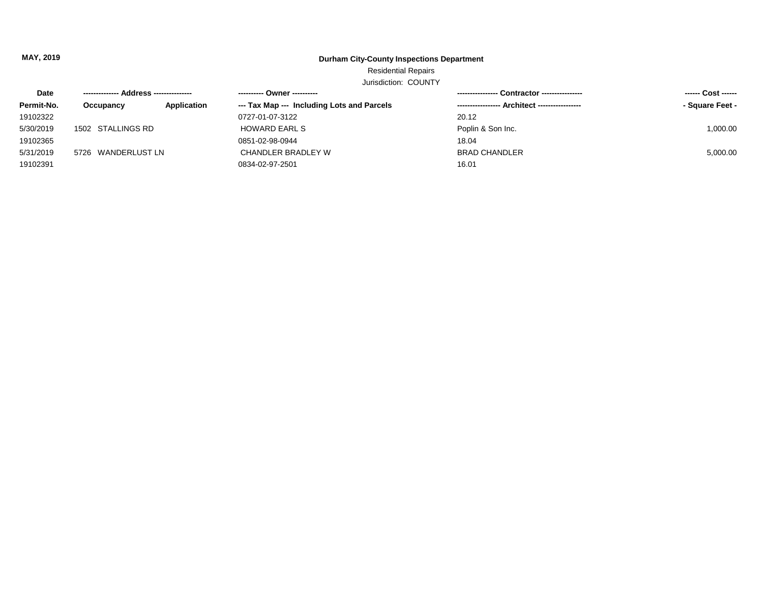**MAY, 2019**

**Durham City-County Inspections Department**

Residential Repairs

Jurisdiction: COUNTY

| Date | -------------- Address --------------- | | ---------- Owner ---------- | ---------------- Contractor ---------------- | ------ Cost ------ |
|---|---|---|---|---|---|
| **Permit-No.** | **Occupancy** | **Application** | **--- Tax Map --- Including Lots and Parcels** | **----------------- Architect -----------------** | **- Square Feet -** |
| 19102322 | | | 0727-01-07-3122 | 20.12 | |
| 5/30/2019 | 1502 STALLINGS RD | | HOWARD EARL S | Poplin & Son Inc. | 1,000.00 |
| 19102365 | | | 0851-02-98-0944 | 18.04 | |
| 5/31/2019 | 5726 WANDERLUST LN | | CHANDLER BRADLEY W | BRAD CHANDLER | 5,000.00 |
| 19102391 | | | 0834-02-97-2501 | 16.01 | |